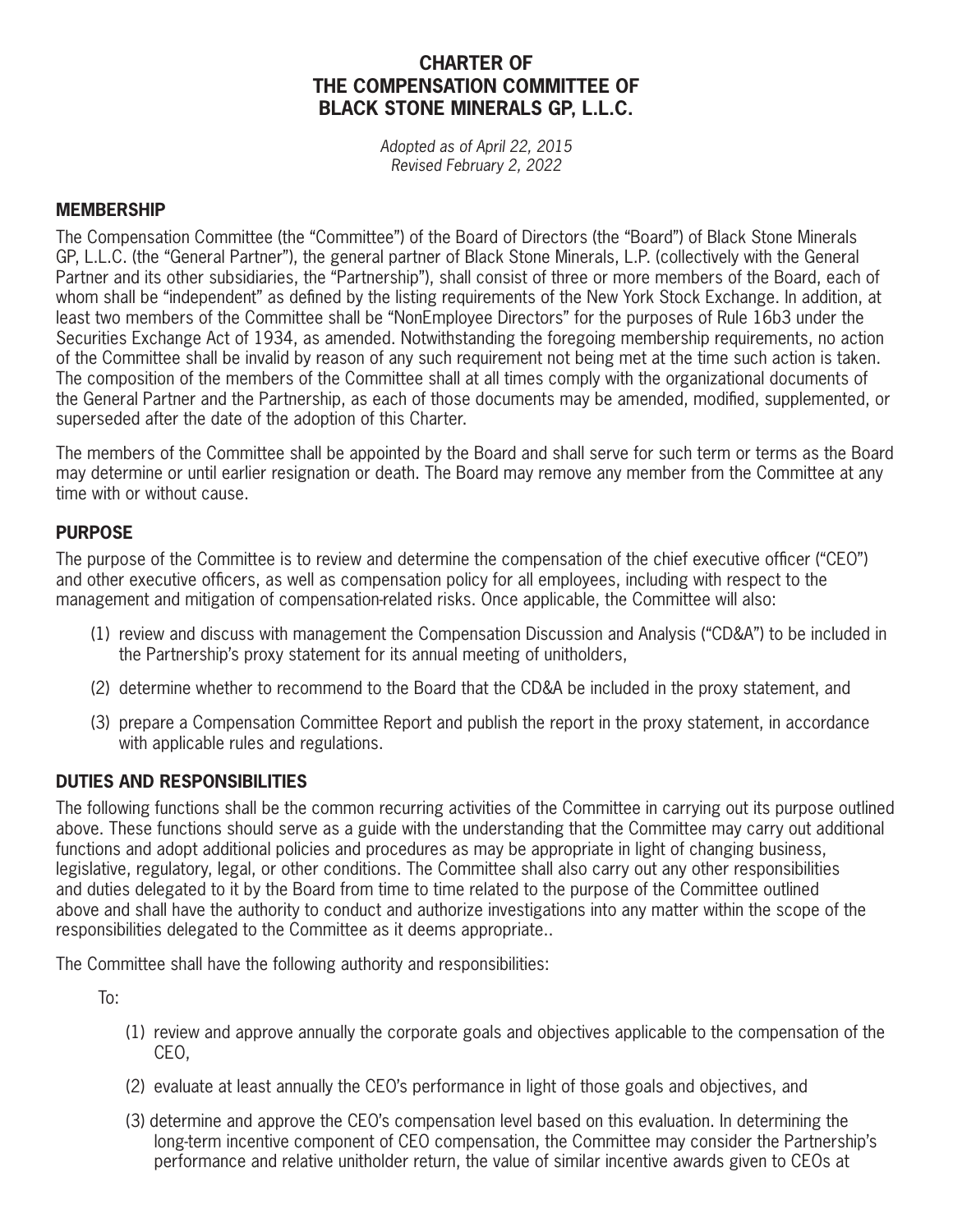# CHARTER OF THE COMPENSATION COMMITTEE OF BLACK STONE MINERALS GP, L.L.C.

*Adopted as of April 22, 2015*
*Revised February 2, 2022*

## MEMBERSHIP

The Compensation Committee (the "Committee") of the Board of Directors (the "Board") of Black Stone Minerals GP, L.L.C. (the "General Partner"), the general partner of Black Stone Minerals, L.P. (collectively with the General Partner and its other subsidiaries, the "Partnership"), shall consist of three or more members of the Board, each of whom shall be "independent" as defined by the listing requirements of the New York Stock Exchange. In addition, at least two members of the Committee shall be "NonEmployee Directors" for the purposes of Rule 16b3 under the Securities Exchange Act of 1934, as amended. Notwithstanding the foregoing membership requirements, no action of the Committee shall be invalid by reason of any such requirement not being met at the time such action is taken. The composition of the members of the Committee shall at all times comply with the organizational documents of the General Partner and the Partnership, as each of those documents may be amended, modified, supplemented, or superseded after the date of the adoption of this Charter.

The members of the Committee shall be appointed by the Board and shall serve for such term or terms as the Board may determine or until earlier resignation or death. The Board may remove any member from the Committee at any time with or without cause.

## PURPOSE

The purpose of the Committee is to review and determine the compensation of the chief executive officer ("CEO") and other executive officers, as well as compensation policy for all employees, including with respect to the management and mitigation of compensation-related risks. Once applicable, the Committee will also:

(1) review and discuss with management the Compensation Discussion and Analysis ("CD&A") to be included in the Partnership's proxy statement for its annual meeting of unitholders,

(2) determine whether to recommend to the Board that the CD&A be included in the proxy statement, and

(3) prepare a Compensation Committee Report and publish the report in the proxy statement, in accordance with applicable rules and regulations.

## DUTIES AND RESPONSIBILITIES

The following functions shall be the common recurring activities of the Committee in carrying out its purpose outlined above. These functions should serve as a guide with the understanding that the Committee may carry out additional functions and adopt additional policies and procedures as may be appropriate in light of changing business, legislative, regulatory, legal, or other conditions. The Committee shall also carry out any other responsibilities and duties delegated to it by the Board from time to time related to the purpose of the Committee outlined above and shall have the authority to conduct and authorize investigations into any matter within the scope of the responsibilities delegated to the Committee as it deems appropriate..

The Committee shall have the following authority and responsibilities:

To:

(1) review and approve annually the corporate goals and objectives applicable to the compensation of the CEO,

(2) evaluate at least annually the CEO's performance in light of those goals and objectives, and

(3) determine and approve the CEO's compensation level based on this evaluation. In determining the long-term incentive component of CEO compensation, the Committee may consider the Partnership's performance and relative unitholder return, the value of similar incentive awards given to CEOs at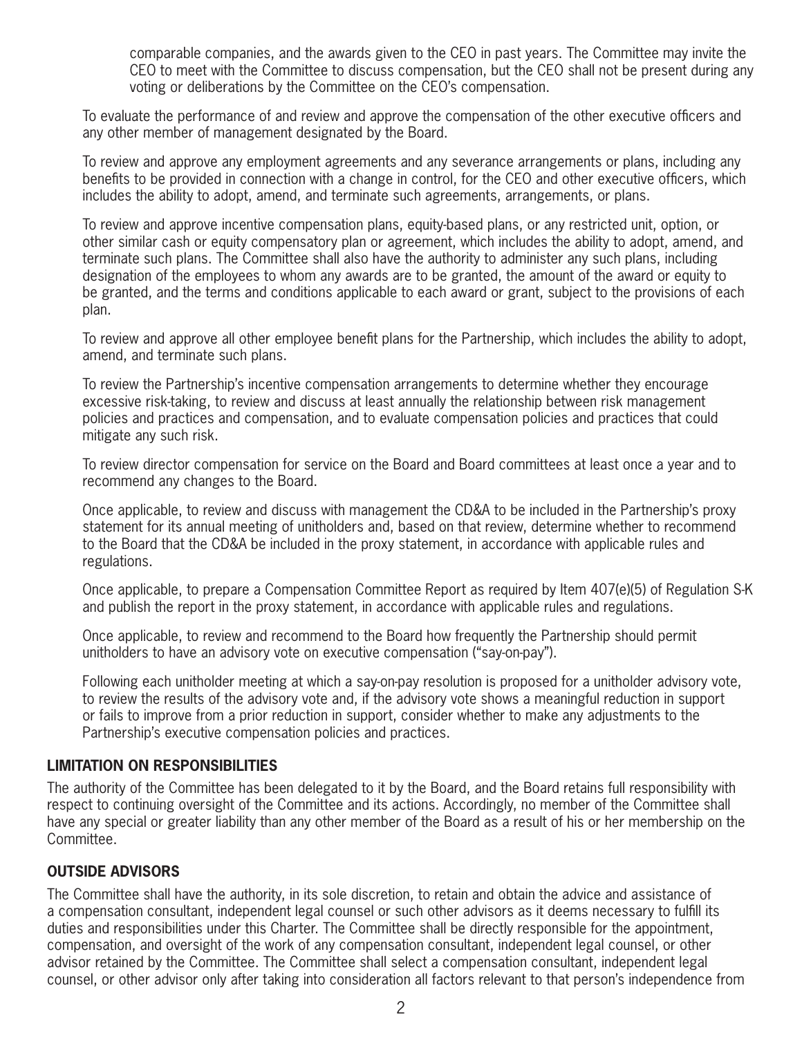comparable companies, and the awards given to the CEO in past years. The Committee may invite the CEO to meet with the Committee to discuss compensation, but the CEO shall not be present during any voting or deliberations by the Committee on the CEO's compensation.

To evaluate the performance of and review and approve the compensation of the other executive officers and any other member of management designated by the Board.

To review and approve any employment agreements and any severance arrangements or plans, including any benefits to be provided in connection with a change in control, for the CEO and other executive officers, which includes the ability to adopt, amend, and terminate such agreements, arrangements, or plans.

To review and approve incentive compensation plans, equity-based plans, or any restricted unit, option, or other similar cash or equity compensatory plan or agreement, which includes the ability to adopt, amend, and terminate such plans. The Committee shall also have the authority to administer any such plans, including designation of the employees to whom any awards are to be granted, the amount of the award or equity to be granted, and the terms and conditions applicable to each award or grant, subject to the provisions of each plan.

To review and approve all other employee benefit plans for the Partnership, which includes the ability to adopt, amend, and terminate such plans.

To review the Partnership's incentive compensation arrangements to determine whether they encourage excessive risk-taking, to review and discuss at least annually the relationship between risk management policies and practices and compensation, and to evaluate compensation policies and practices that could mitigate any such risk.

To review director compensation for service on the Board and Board committees at least once a year and to recommend any changes to the Board.

Once applicable, to review and discuss with management the CD&A to be included in the Partnership's proxy statement for its annual meeting of unitholders and, based on that review, determine whether to recommend to the Board that the CD&A be included in the proxy statement, in accordance with applicable rules and regulations.

Once applicable, to prepare a Compensation Committee Report as required by Item 407(e)(5) of Regulation S-K and publish the report in the proxy statement, in accordance with applicable rules and regulations.

Once applicable, to review and recommend to the Board how frequently the Partnership should permit unitholders to have an advisory vote on executive compensation ("say-on-pay").

Following each unitholder meeting at which a say-on-pay resolution is proposed for a unitholder advisory vote, to review the results of the advisory vote and, if the advisory vote shows a meaningful reduction in support or fails to improve from a prior reduction in support, consider whether to make any adjustments to the Partnership's executive compensation policies and practices.

## LIMITATION ON RESPONSIBILITIES

The authority of the Committee has been delegated to it by the Board, and the Board retains full responsibility with respect to continuing oversight of the Committee and its actions. Accordingly, no member of the Committee shall have any special or greater liability than any other member of the Board as a result of his or her membership on the Committee.

## OUTSIDE ADVISORS

The Committee shall have the authority, in its sole discretion, to retain and obtain the advice and assistance of a compensation consultant, independent legal counsel or such other advisors as it deems necessary to fulfill its duties and responsibilities under this Charter. The Committee shall be directly responsible for the appointment, compensation, and oversight of the work of any compensation consultant, independent legal counsel, or other advisor retained by the Committee. The Committee shall select a compensation consultant, independent legal counsel, or other advisor only after taking into consideration all factors relevant to that person's independence from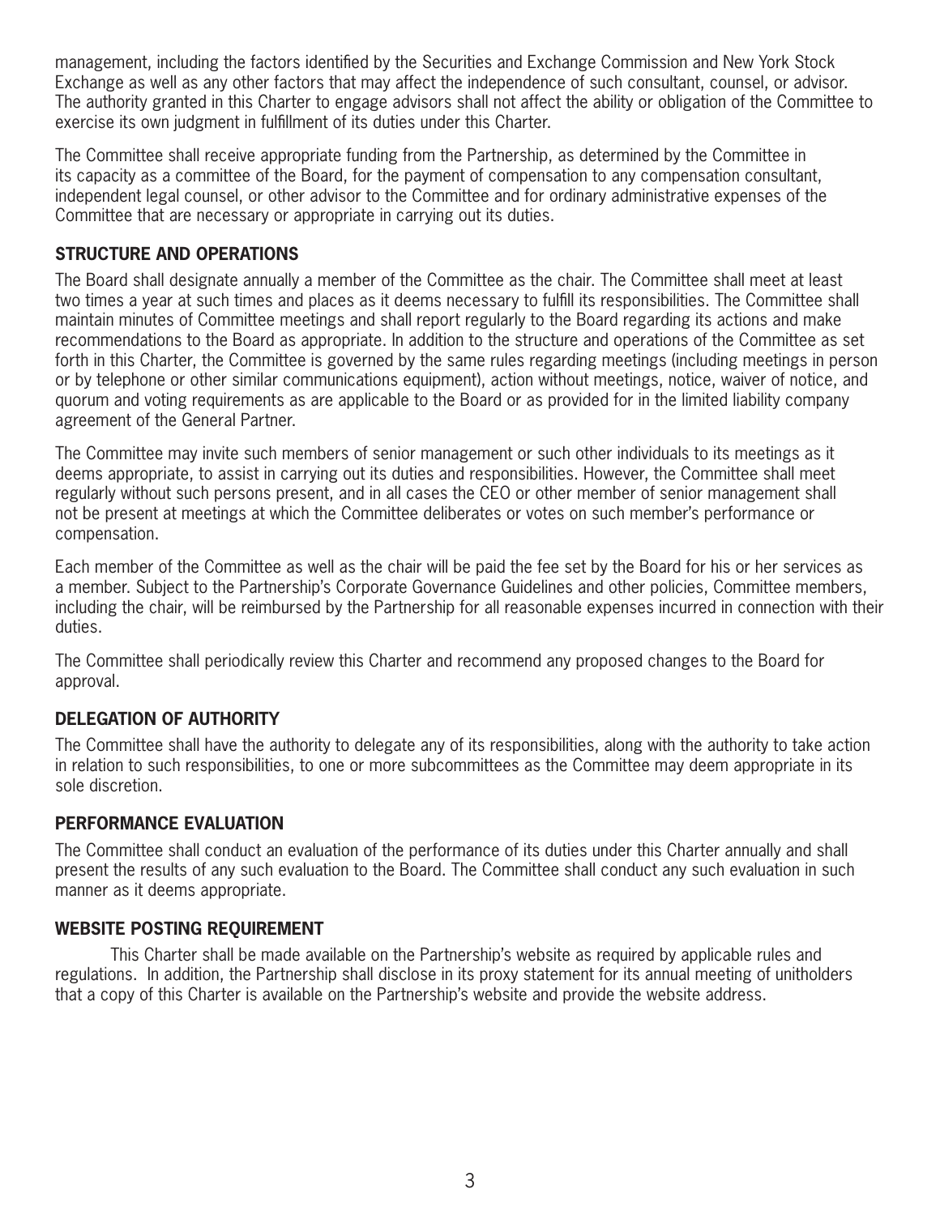management, including the factors identified by the Securities and Exchange Commission and New York Stock Exchange as well as any other factors that may affect the independence of such consultant, counsel, or advisor. The authority granted in this Charter to engage advisors shall not affect the ability or obligation of the Committee to exercise its own judgment in fulfillment of its duties under this Charter.

The Committee shall receive appropriate funding from the Partnership, as determined by the Committee in its capacity as a committee of the Board, for the payment of compensation to any compensation consultant, independent legal counsel, or other advisor to the Committee and for ordinary administrative expenses of the Committee that are necessary or appropriate in carrying out its duties.

## STRUCTURE AND OPERATIONS

The Board shall designate annually a member of the Committee as the chair. The Committee shall meet at least two times a year at such times and places as it deems necessary to fulfill its responsibilities. The Committee shall maintain minutes of Committee meetings and shall report regularly to the Board regarding its actions and make recommendations to the Board as appropriate. In addition to the structure and operations of the Committee as set forth in this Charter, the Committee is governed by the same rules regarding meetings (including meetings in person or by telephone or other similar communications equipment), action without meetings, notice, waiver of notice, and quorum and voting requirements as are applicable to the Board or as provided for in the limited liability company agreement of the General Partner.

The Committee may invite such members of senior management or such other individuals to its meetings as it deems appropriate, to assist in carrying out its duties and responsibilities. However, the Committee shall meet regularly without such persons present, and in all cases the CEO or other member of senior management shall not be present at meetings at which the Committee deliberates or votes on such member's performance or compensation.

Each member of the Committee as well as the chair will be paid the fee set by the Board for his or her services as a member. Subject to the Partnership's Corporate Governance Guidelines and other policies, Committee members, including the chair, will be reimbursed by the Partnership for all reasonable expenses incurred in connection with their duties.

The Committee shall periodically review this Charter and recommend any proposed changes to the Board for approval.

## DELEGATION OF AUTHORITY

The Committee shall have the authority to delegate any of its responsibilities, along with the authority to take action in relation to such responsibilities, to one or more subcommittees as the Committee may deem appropriate in its sole discretion.

## PERFORMANCE EVALUATION

The Committee shall conduct an evaluation of the performance of its duties under this Charter annually and shall present the results of any such evaluation to the Board. The Committee shall conduct any such evaluation in such manner as it deems appropriate.

## WEBSITE POSTING REQUIREMENT

This Charter shall be made available on the Partnership's website as required by applicable rules and regulations. In addition, the Partnership shall disclose in its proxy statement for its annual meeting of unitholders that a copy of this Charter is available on the Partnership's website and provide the website address.